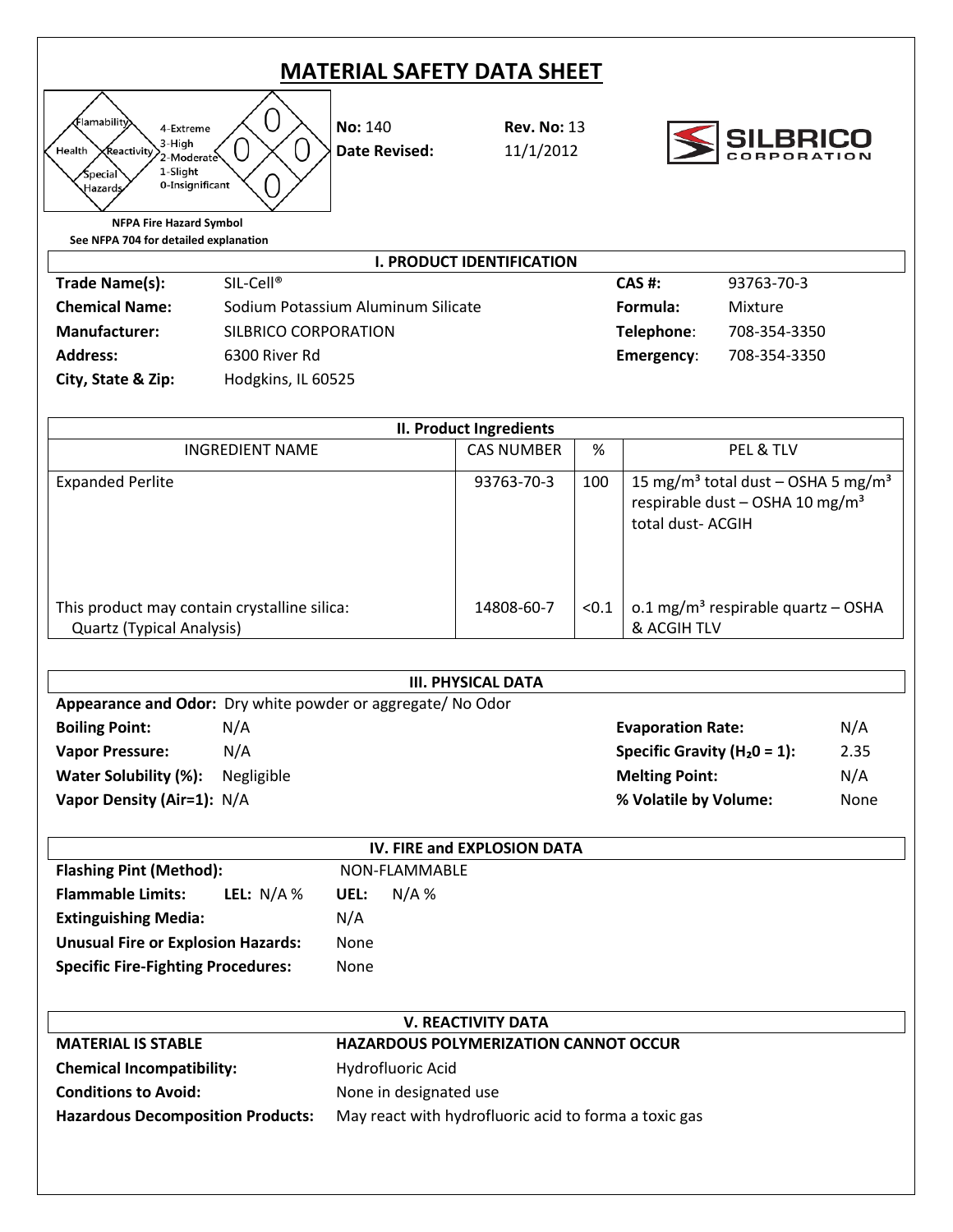# MATERIAL SAFETY DATA SHEET

Flamability / Health / Reactivity / Special Hazards

4-Extreme
3-High
2-Moderate
1-Slight
0-Insignificant

0 / 0 / 0 / 0

**NFPA Fire Hazard Symbol**
**See NFPA 704 for detailed explanation**

**No:** 140 **Rev. No:** 13
**Date Revised:** 11/1/2012

SILBRICO CORPORATION

## I. PRODUCT IDENTIFICATION

| | | | |
|---|---|---|---|
| **Trade Name(s):** | SIL-Cell® | **CAS #:** | 93763-70-3 |
| **Chemical Name:** | Sodium Potassium Aluminum Silicate | **Formula:** | Mixture |
| **Manufacturer:** | SILBRICO CORPORATION | **Telephone**: | 708-354-3350 |
| **Address:** | 6300 River Rd | **Emergency**: | 708-354-3350 |
| **City, State & Zip:** | Hodgkins, IL 60525 | | |

## II. Product Ingredients

| INGREDIENT NAME | CAS NUMBER | % | PEL & TLV |
|---|---|---|---|
| Expanded Perlite | 93763-70-3 | 100 | 15 mg/m³ total dust – OSHA 5 mg/m³ respirable dust – OSHA 10 mg/m³ total dust- ACGIH |
| This product may contain crystalline silica: Quartz (Typical Analysis) | 14808-60-7 | <0.1 | o.1 mg/m³ respirable quartz – OSHA & ACGIH TLV |

## III. PHYSICAL DATA

**Appearance and Odor:** Dry white powder or aggregate/ No Odor

| | | | |
|---|---|---|---|
| **Boiling Point:** | N/A | **Evaporation Rate:** | N/A |
| **Vapor Pressure:** | N/A | **Specific Gravity ($H_2O$ = 1):** | 2.35 |
| **Water Solubility (%):** | Negligible | **Melting Point:** | N/A |
| **Vapor Density (Air=1):** | N/A | **% Volatile by Volume:** | None |

## IV. FIRE and EXPLOSION DATA

**Flashing Pint (Method):** NON-FLAMMABLE
**Flammable Limits:** **LEL:** N/A % **UEL:** N/A %
**Extinguishing Media:** N/A
**Unusual Fire or Explosion Hazards:** None
**Specific Fire-Fighting Procedures:** None

## V. REACTIVITY DATA

**MATERIAL IS STABLE** **HAZARDOUS POLYMERIZATION CANNOT OCCUR**
**Chemical Incompatibility:** Hydrofluoric Acid
**Conditions to Avoid:** None in designated use
**Hazardous Decomposition Products:** May react with hydrofluoric acid to forma a toxic gas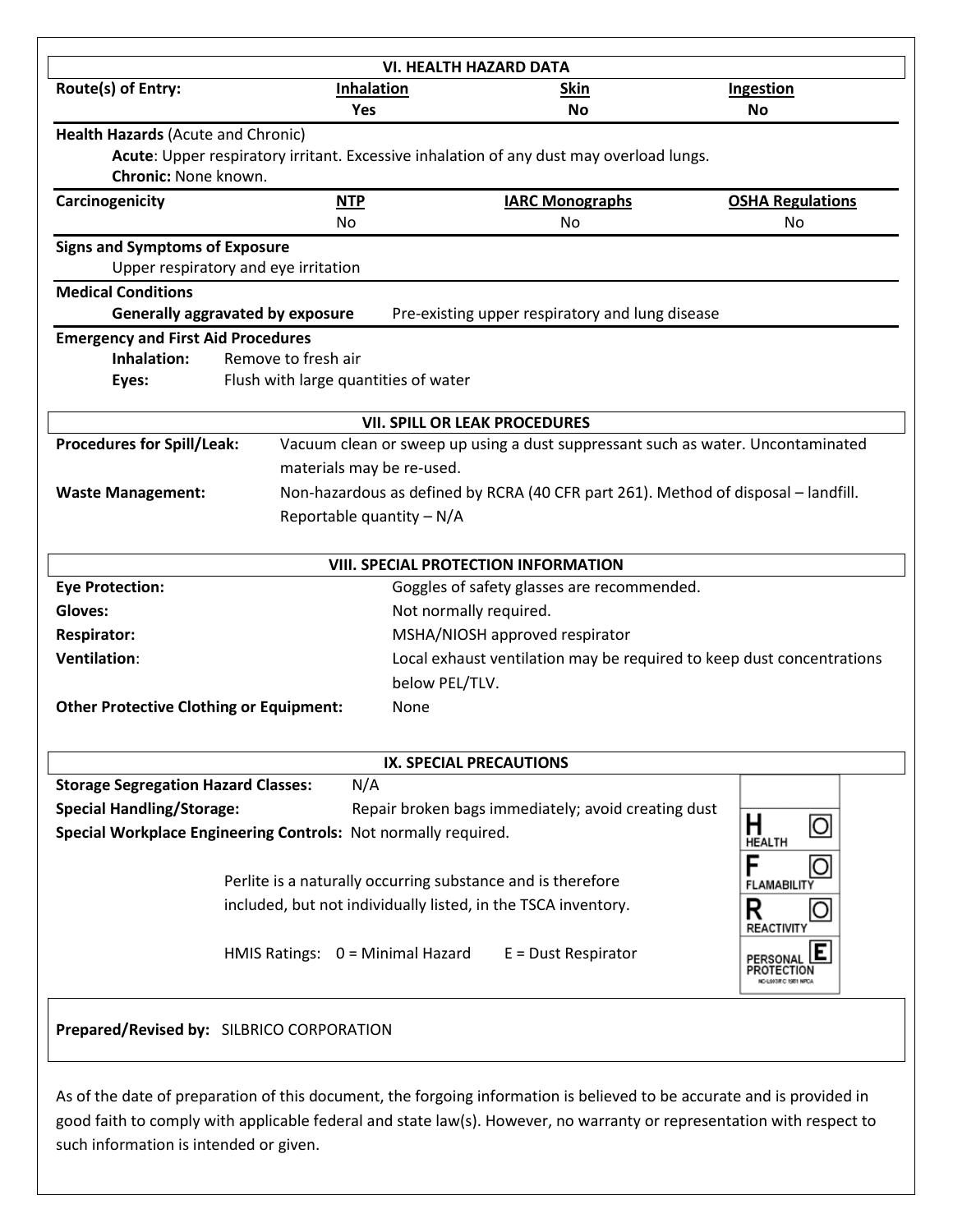## VI. HEALTH HAZARD DATA

| Route(s) of Entry: | Inhalation | Skin | Ingestion |
|---|---|---|---|
| | Yes | No | No |

**Health Hazards** (Acute and Chronic)

**Acute**: Upper respiratory irritant. Excessive inhalation of any dust may overload lungs.

**Chronic:** None known.

| Carcinogenicity | NTP | IARC Monographs | OSHA Regulations |
|---|---|---|---|
| | No | No | No |

**Signs and Symptoms of Exposure**

Upper respiratory and eye irritation

**Medical Conditions**

**Generally aggravated by exposure** Pre-existing upper respiratory and lung disease

**Emergency and First Aid Procedures**

**Inhalation:** Remove to fresh air

**Eyes:** Flush with large quantities of water

## VII. SPILL OR LEAK PROCEDURES

**Procedures for Spill/Leak:** Vacuum clean or sweep up using a dust suppressant such as water. Uncontaminated materials may be re-used.

**Waste Management:** Non-hazardous as defined by RCRA (40 CFR part 261). Method of disposal – landfill. Reportable quantity – N/A

## VIII. SPECIAL PROTECTION INFORMATION

**Eye Protection:** Goggles of safety glasses are recommended.

**Gloves:** Not normally required.

**Respirator:** MSHA/NIOSH approved respirator

**Ventilation**: Local exhaust ventilation may be required to keep dust concentrations below PEL/TLV.

**Other Protective Clothing or Equipment:** None

## IX. SPECIAL PRECAUTIONS

**Storage Segregation Hazard Classes:** N/A

**Special Handling/Storage:** Repair broken bags immediately; avoid creating dust

**Special Workplace Engineering Controls:** Not normally required.

Perlite is a naturally occurring substance and is therefore included, but not individually listed, in the TSCA inventory.

HMIS Ratings: 0 = Minimal Hazard E = Dust Respirator

| | |
|---|---|
| H HEALTH | 0 |
| F FLAMABILITY | 0 |
| R REACTIVITY | 0 |
| PERSONAL PROTECTION | E |

**Prepared/Revised by:** SILBRICO CORPORATION

As of the date of preparation of this document, the forgoing information is believed to be accurate and is provided in good faith to comply with applicable federal and state law(s). However, no warranty or representation with respect to such information is intended or given.